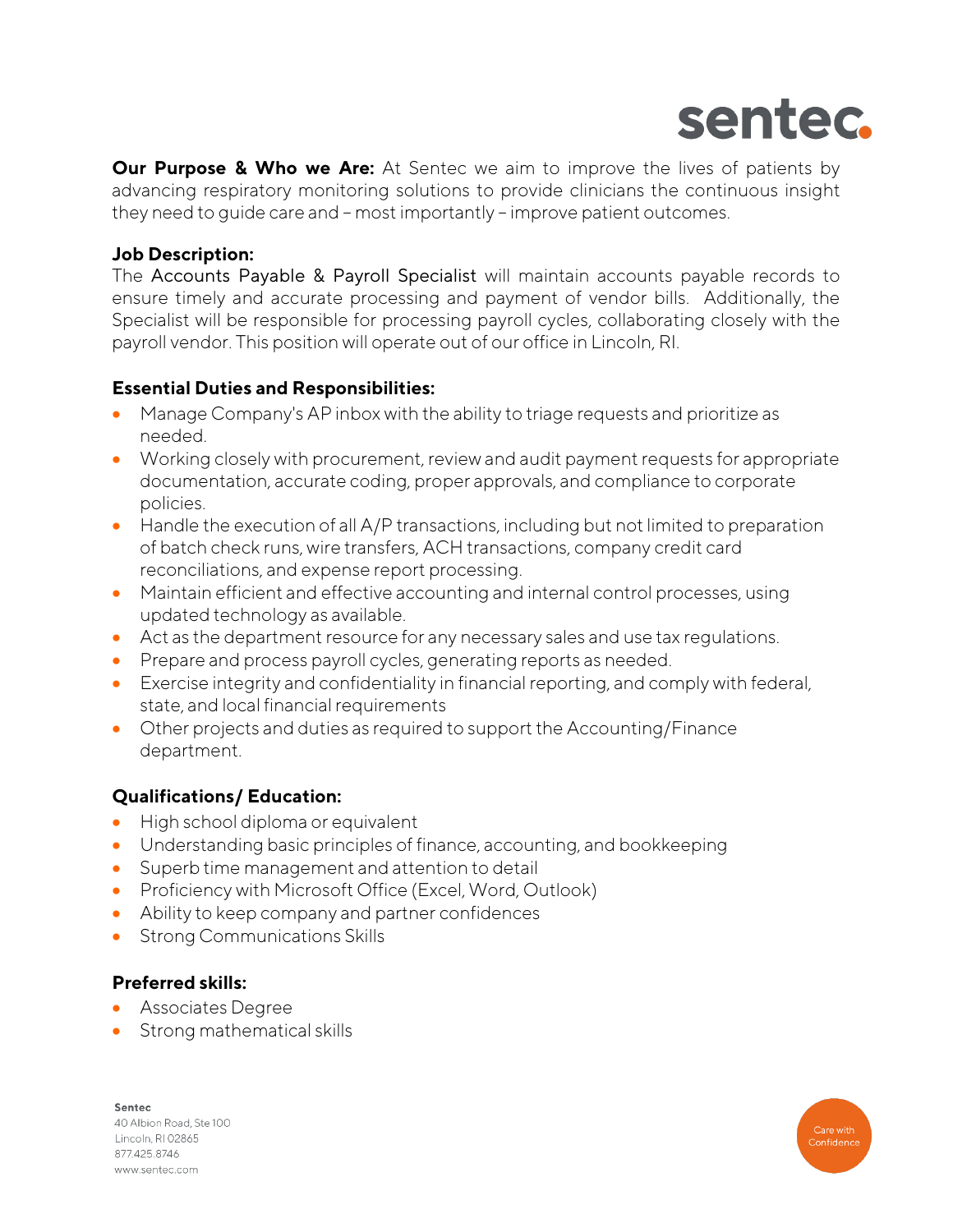sentec.

**Our Purpose & Who we Are:** At Sentec we aim to improve the lives of patients by advancing respiratory monitoring solutions to provide clinicians the continuous insight they need to guide care and – most importantly – improve patient outcomes.

**Job Description:**
The Accounts Payable & Payroll Specialist will maintain accounts payable records to ensure timely and accurate processing and payment of vendor bills. Additionally, the Specialist will be responsible for processing payroll cycles, collaborating closely with the payroll vendor. This position will operate out of our office in Lincoln, RI.

**Essential Duties and Responsibilities:**

- Manage Company's AP inbox with the ability to triage requests and prioritize as needed.
- Working closely with procurement, review and audit payment requests for appropriate documentation, accurate coding, proper approvals, and compliance to corporate policies.
- Handle the execution of all A/P transactions, including but not limited to preparation of batch check runs, wire transfers, ACH transactions, company credit card reconciliations, and expense report processing.
- Maintain efficient and effective accounting and internal control processes, using updated technology as available.
- Act as the department resource for any necessary sales and use tax regulations.
- Prepare and process payroll cycles, generating reports as needed.
- Exercise integrity and confidentiality in financial reporting, and comply with federal, state, and local financial requirements
- Other projects and duties as required to support the Accounting/Finance department.

**Qualifications/ Education:**

- High school diploma or equivalent
- Understanding basic principles of finance, accounting, and bookkeeping
- Superb time management and attention to detail
- Proficiency with Microsoft Office (Excel, Word, Outlook)
- Ability to keep company and partner confidences
- Strong Communications Skills

**Preferred skills:**

- Associates Degree
- Strong mathematical skills

**Sentec**
40 Albion Road, Ste 100
Lincoln, RI 02865
877.425.8746
www.sentec.com

Care with Confidence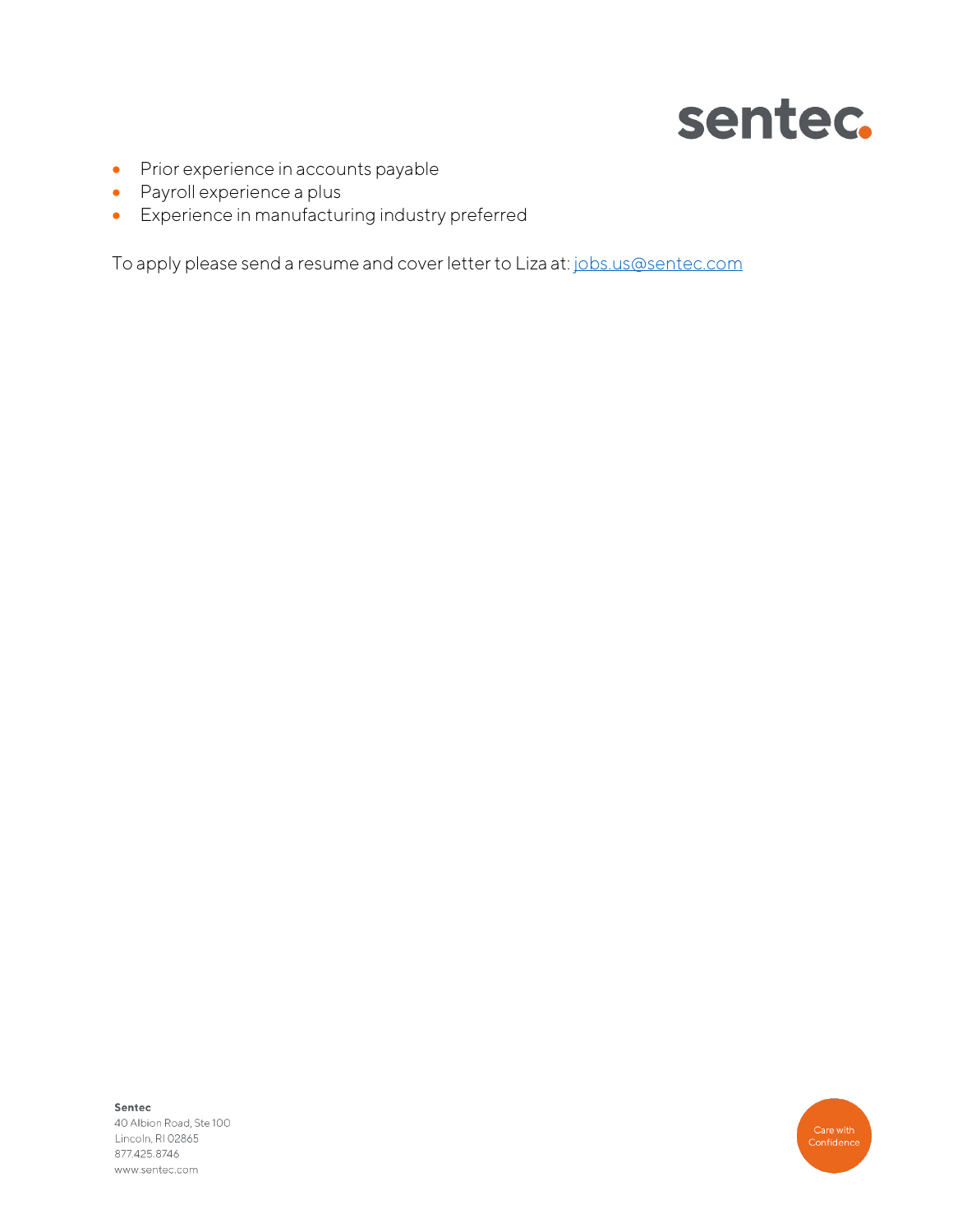- Prior experience in accounts payable
- Payroll experience a plus
- Experience in manufacturing industry preferred

To apply please send a resume and cover letter to Liza at: jobs.us@sentec.com